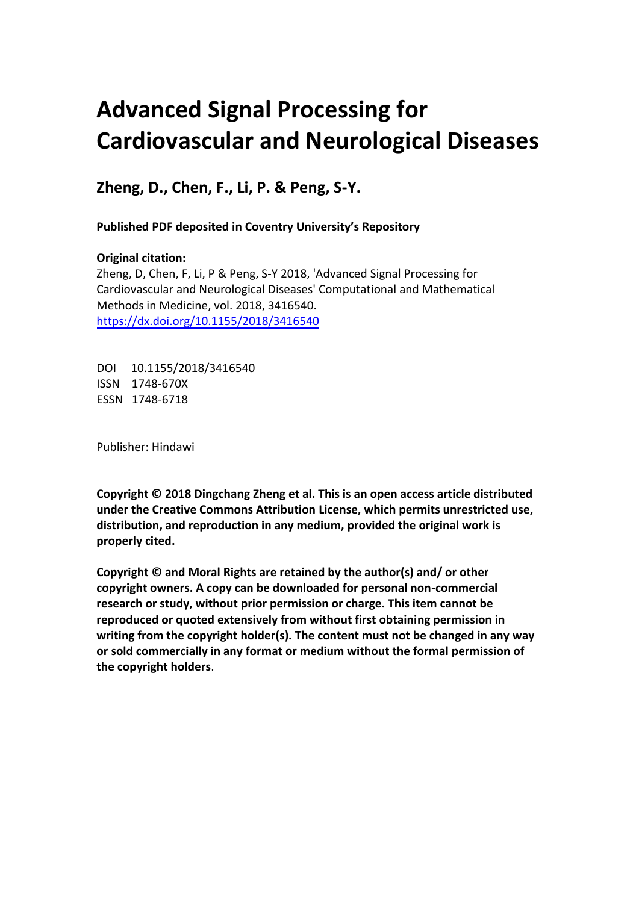# Advanced Signal Processing for Cardiovascular and Neurological Diseases

**Zheng, D., Chen, F., Li, P. & Peng, S-Y.**

**Published PDF deposited in Coventry University's Repository**

**Original citation:**
Zheng, D, Chen, F, Li, P & Peng, S-Y 2018, 'Advanced Signal Processing for Cardiovascular and Neurological Diseases' Computational and Mathematical Methods in Medicine, vol. 2018, 3416540.
https://dx.doi.org/10.1155/2018/3416540

DOI 10.1155/2018/3416540
ISSN 1748-670X
ESSN 1748-6718

Publisher: Hindawi

**Copyright © 2018 Dingchang Zheng et al. This is an open access article distributed under the Creative Commons Attribution License, which permits unrestricted use, distribution, and reproduction in any medium, provided the original work is properly cited.**

**Copyright © and Moral Rights are retained by the author(s) and/ or other copyright owners. A copy can be downloaded for personal non-commercial research or study, without prior permission or charge. This item cannot be reproduced or quoted extensively from without first obtaining permission in writing from the copyright holder(s). The content must not be changed in any way or sold commercially in any format or medium without the formal permission of the copyright holders**.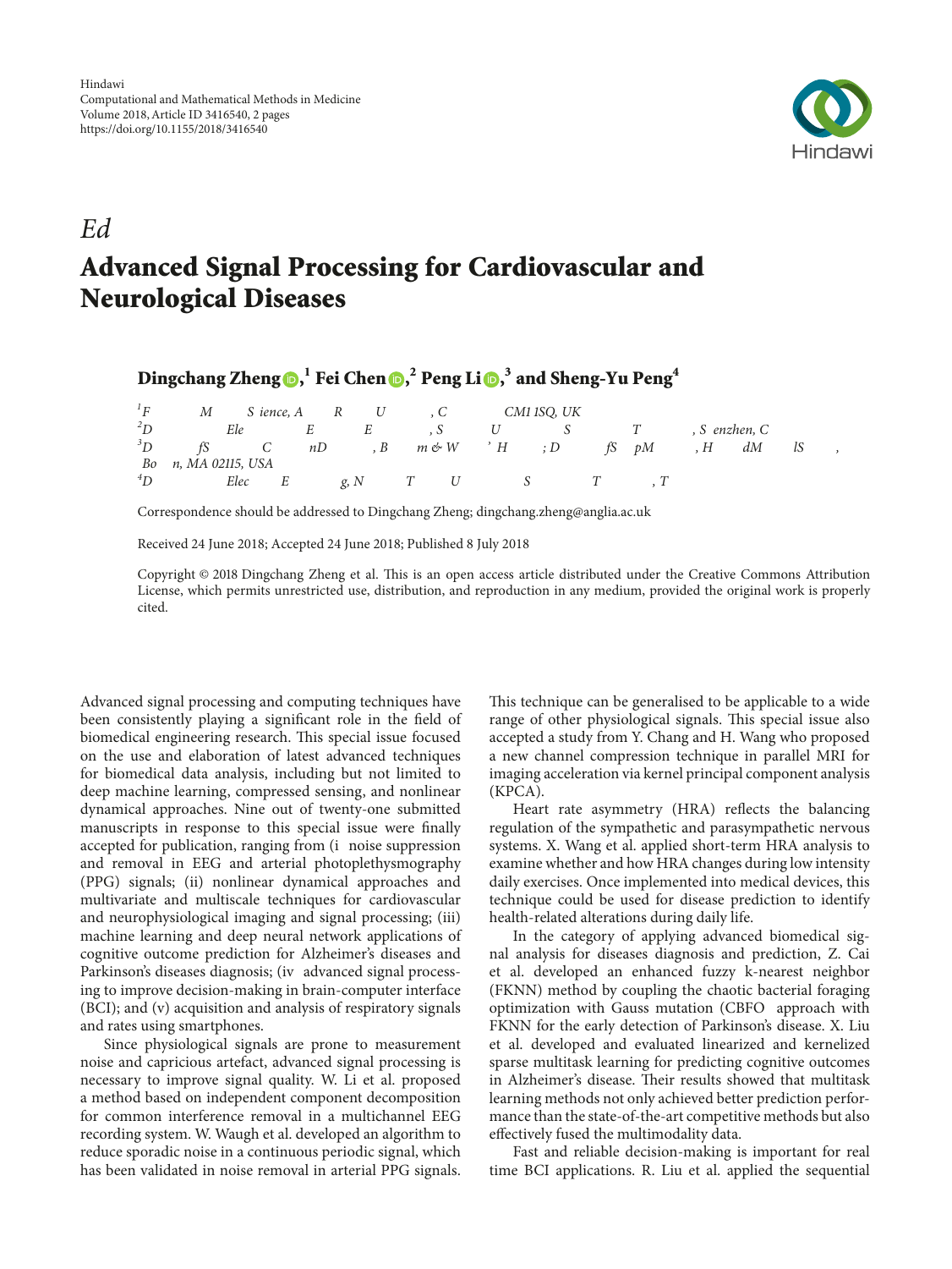Hindawi
Computational and Mathematical Methods in Medicine
Volume 2018, Article ID 3416540, 2 pages
https://doi.org/10.1155/2018/3416540

*Ed*

# Advanced Signal Processing for Cardiovascular and Neurological Diseases

**Dingchang Zheng**,[1] **Fei Chen**,[2] **Peng Li**,[3] **and Sheng-Yu Peng**[4]

[1]*F M S ience, A R U , C CM1 1SQ, UK*
[2]*D Ele E E , S U S T , S enzhen, C*
[3]*D fS C nD , B m & W ' H ; D fS pM , H dM lS , Bo n, MA 02115, USA*
[4]*D Elec E g, N T U S T , T*

Correspondence should be addressed to Dingchang Zheng; dingchang.zheng@anglia.ac.uk

Received 24 June 2018; Accepted 24 June 2018; Published 8 July 2018

Copyright © 2018 Dingchang Zheng et al. This is an open access article distributed under the Creative Commons Attribution License, which permits unrestricted use, distribution, and reproduction in any medium, provided the original work is properly cited.

Advanced signal processing and computing techniques have been consistently playing a significant role in the field of biomedical engineering research. This special issue focused on the use and elaboration of latest advanced techniques for biomedical data analysis, including but not limited to deep machine learning, compressed sensing, and nonlinear dynamical approaches. Nine out of twenty-one submitted manuscripts in response to this special issue were finally accepted for publication, ranging from (i noise suppression and removal in EEG and arterial photoplethysmography (PPG) signals; (ii) nonlinear dynamical approaches and multivariate and multiscale techniques for cardiovascular and neurophysiological imaging and signal processing; (iii) machine learning and deep neural network applications of cognitive outcome prediction for Alzheimer's diseases and Parkinson's diseases diagnosis; (iv advanced signal processing to improve decision-making in brain-computer interface (BCI); and (v) acquisition and analysis of respiratory signals and rates using smartphones.

Since physiological signals are prone to measurement noise and capricious artefact, advanced signal processing is necessary to improve signal quality. W. Li et al. proposed a method based on independent component decomposition for common interference removal in a multichannel EEG recording system. W. Waugh et al. developed an algorithm to reduce sporadic noise in a continuous periodic signal, which has been validated in noise removal in arterial PPG signals. This technique can be generalised to be applicable to a wide range of other physiological signals. This special issue also accepted a study from Y. Chang and H. Wang who proposed a new channel compression technique in parallel MRI for imaging acceleration via kernel principal component analysis (KPCA).

Heart rate asymmetry (HRA) reflects the balancing regulation of the sympathetic and parasympathetic nervous systems. X. Wang et al. applied short-term HRA analysis to examine whether and how HRA changes during low intensity daily exercises. Once implemented into medical devices, this technique could be used for disease prediction to identify health-related alterations during daily life.

In the category of applying advanced biomedical signal analysis for diseases diagnosis and prediction, Z. Cai et al. developed an enhanced fuzzy k-nearest neighbor (FKNN) method by coupling the chaotic bacterial foraging optimization with Gauss mutation (CBFO approach with FKNN for the early detection of Parkinson's disease. X. Liu et al. developed and evaluated linearized and kernelized sparse multitask learning for predicting cognitive outcomes in Alzheimer's disease. Their results showed that multitask learning methods not only achieved better prediction performance than the state-of-the-art competitive methods but also effectively fused the multimodality data.

Fast and reliable decision-making is important for real time BCI applications. R. Liu et al. applied the sequential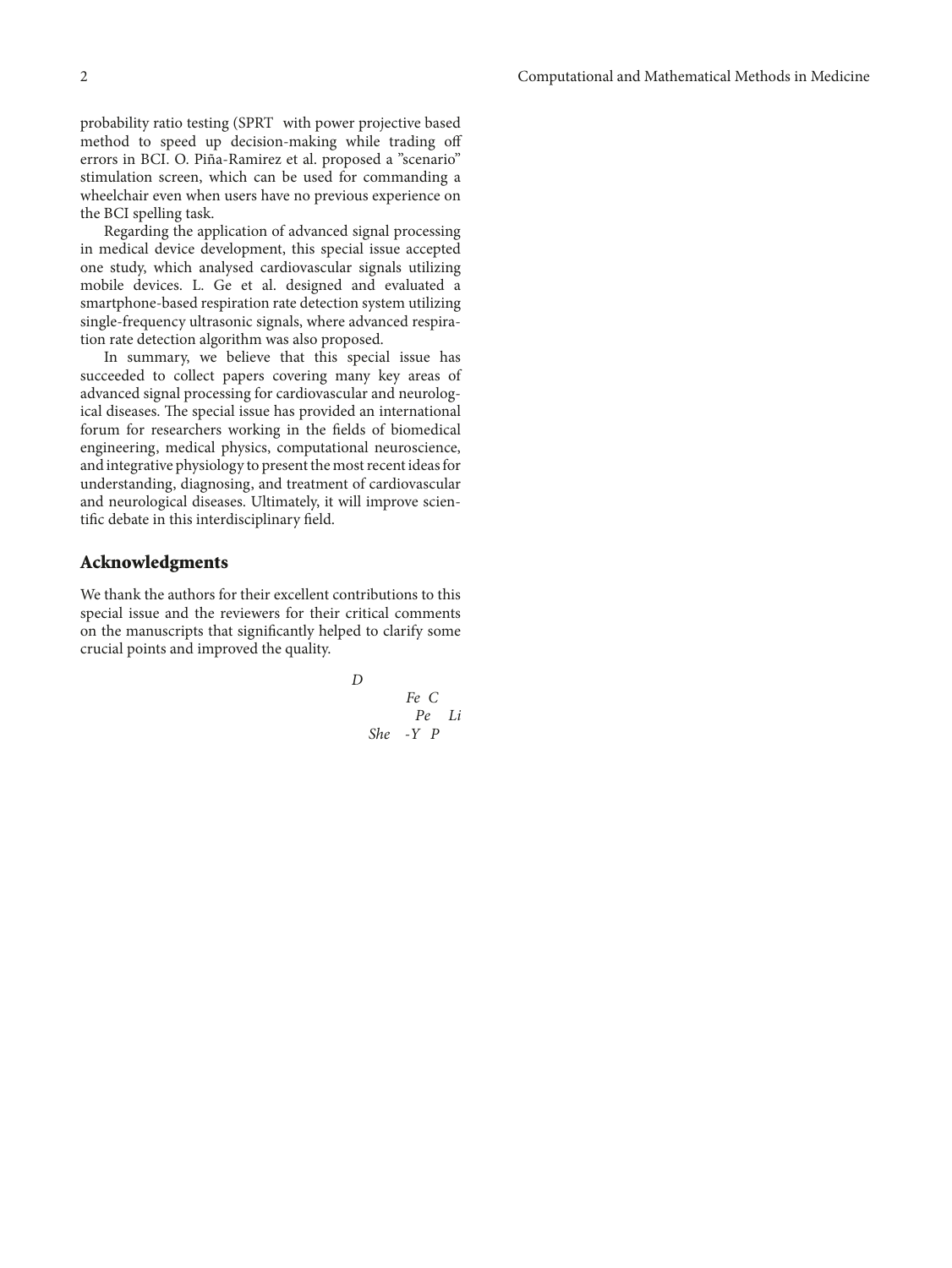probability ratio testing (SPRT with power projective based method to speed up decision-making while trading off errors in BCI. O. Piña-Ramirez et al. proposed a "scenario" stimulation screen, which can be used for commanding a wheelchair even when users have no previous experience on the BCI spelling task.

Regarding the application of advanced signal processing in medical device development, this special issue accepted one study, which analysed cardiovascular signals utilizing mobile devices. L. Ge et al. designed and evaluated a smartphone-based respiration rate detection system utilizing single-frequency ultrasonic signals, where advanced respiration rate detection algorithm was also proposed.

In summary, we believe that this special issue has succeeded to collect papers covering many key areas of advanced signal processing for cardiovascular and neurological diseases. The special issue has provided an international forum for researchers working in the fields of biomedical engineering, medical physics, computational neuroscience, and integrative physiology to present the most recent ideas for understanding, diagnosing, and treatment of cardiovascular and neurological diseases. Ultimately, it will improve scientific debate in this interdisciplinary field.

## Acknowledgments

We thank the authors for their excellent contributions to this special issue and the reviewers for their critical comments on the manuscripts that significantly helped to clarify some crucial points and improved the quality.

*D*

*Fe C*

*Pe Li*

*She -Y P*